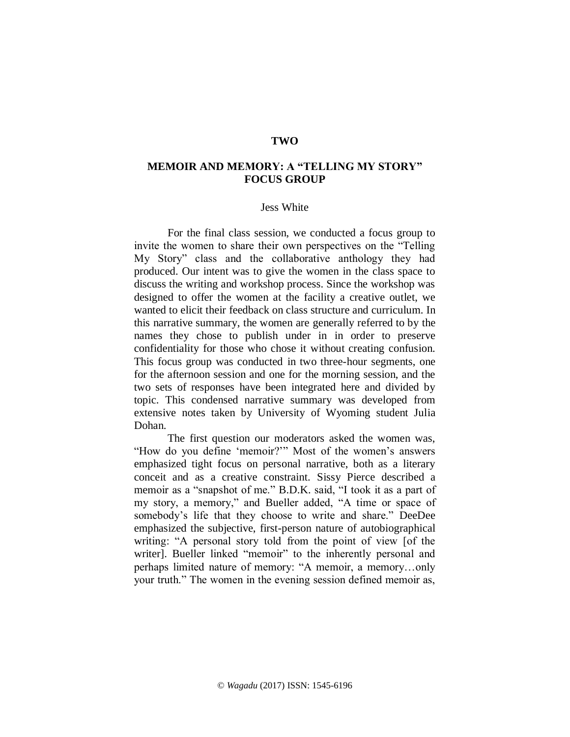# TWO

## MEMOIR AND MEMORY: A "TELLING MY STORY" FOCUS GROUP

Jess White

For the final class session, we conducted a focus group to invite the women to share their own perspectives on the "Telling My Story" class and the collaborative anthology they had produced. Our intent was to give the women in the class space to discuss the writing and workshop process. Since the workshop was designed to offer the women at the facility a creative outlet, we wanted to elicit their feedback on class structure and curriculum. In this narrative summary, the women are generally referred to by the names they chose to publish under in in order to preserve confidentiality for those who chose it without creating confusion. This focus group was conducted in two three-hour segments, one for the afternoon session and one for the morning session, and the two sets of responses have been integrated here and divided by topic. This condensed narrative summary was developed from extensive notes taken by University of Wyoming student Julia Dohan.

The first question our moderators asked the women was, "How do you define 'memoir?'" Most of the women's answers emphasized tight focus on personal narrative, both as a literary conceit and as a creative constraint. Sissy Pierce described a memoir as a "snapshot of me." B.D.K. said, "I took it as a part of my story, a memory," and Bueller added, "A time or space of somebody's life that they choose to write and share." DeeDee emphasized the subjective, first-person nature of autobiographical writing: "A personal story told from the point of view [of the writer]. Bueller linked "memoir" to the inherently personal and perhaps limited nature of memory: "A memoir, a memory…only your truth." The women in the evening session defined memoir as,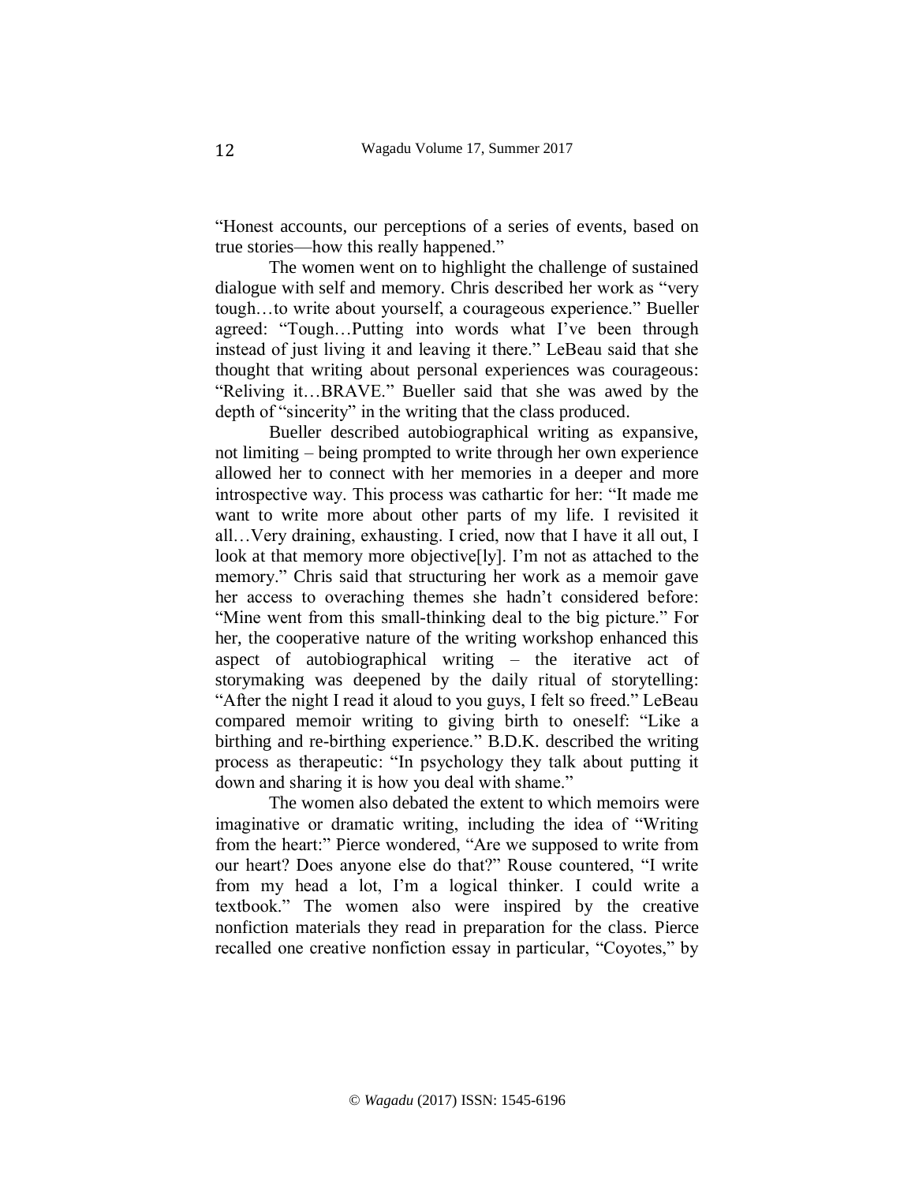"Honest accounts, our perceptions of a series of events, based on true stories—how this really happened."

The women went on to highlight the challenge of sustained dialogue with self and memory. Chris described her work as "very tough…to write about yourself, a courageous experience." Bueller agreed: "Tough…Putting into words what I've been through instead of just living it and leaving it there." LeBeau said that she thought that writing about personal experiences was courageous: "Reliving it…BRAVE." Bueller said that she was awed by the depth of "sincerity" in the writing that the class produced.

Bueller described autobiographical writing as expansive, not limiting – being prompted to write through her own experience allowed her to connect with her memories in a deeper and more introspective way. This process was cathartic for her: "It made me want to write more about other parts of my life. I revisited it all…Very draining, exhausting. I cried, now that I have it all out, I look at that memory more objective[ly]. I'm not as attached to the memory." Chris said that structuring her work as a memoir gave her access to overaching themes she hadn't considered before: "Mine went from this small-thinking deal to the big picture." For her, the cooperative nature of the writing workshop enhanced this aspect of autobiographical writing – the iterative act of storymaking was deepened by the daily ritual of storytelling: "After the night I read it aloud to you guys, I felt so freed." LeBeau compared memoir writing to giving birth to oneself: "Like a birthing and re-birthing experience." B.D.K. described the writing process as therapeutic: "In psychology they talk about putting it down and sharing it is how you deal with shame."

The women also debated the extent to which memoirs were imaginative or dramatic writing, including the idea of "Writing from the heart:" Pierce wondered, "Are we supposed to write from our heart? Does anyone else do that?" Rouse countered, "I write from my head a lot, I'm a logical thinker. I could write a textbook." The women also were inspired by the creative nonfiction materials they read in preparation for the class. Pierce recalled one creative nonfiction essay in particular, "Coyotes," by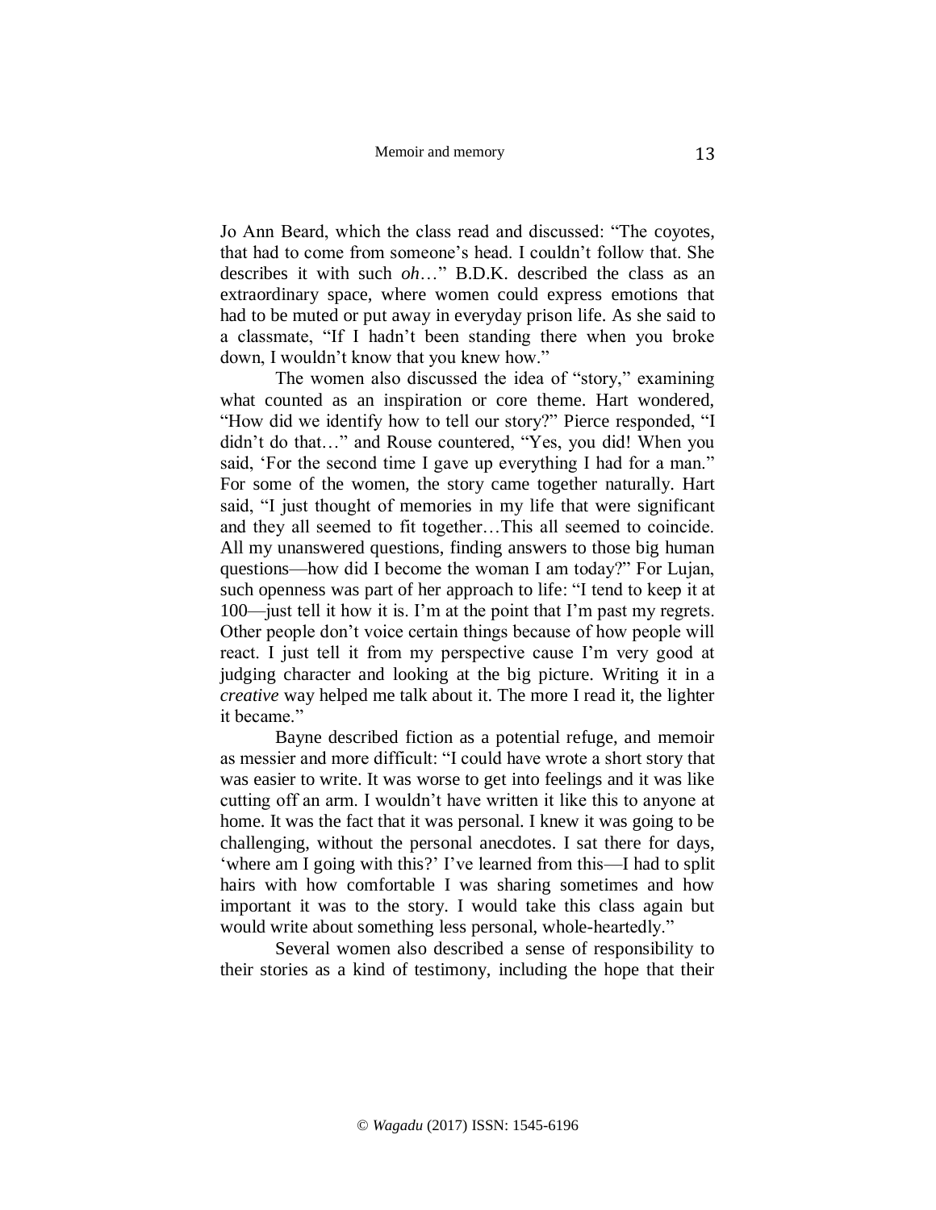Jo Ann Beard, which the class read and discussed: "The coyotes, that had to come from someone's head. I couldn't follow that. She describes it with such *oh*…" B.D.K. described the class as an extraordinary space, where women could express emotions that had to be muted or put away in everyday prison life. As she said to a classmate, "If I hadn't been standing there when you broke down, I wouldn't know that you knew how."

The women also discussed the idea of "story," examining what counted as an inspiration or core theme. Hart wondered, "How did we identify how to tell our story?" Pierce responded, "I didn't do that…" and Rouse countered, "Yes, you did! When you said, 'For the second time I gave up everything I had for a man." For some of the women, the story came together naturally. Hart said, "I just thought of memories in my life that were significant and they all seemed to fit together…This all seemed to coincide. All my unanswered questions, finding answers to those big human questions—how did I become the woman I am today?" For Lujan, such openness was part of her approach to life: "I tend to keep it at 100—just tell it how it is. I'm at the point that I'm past my regrets. Other people don't voice certain things because of how people will react. I just tell it from my perspective cause I'm very good at judging character and looking at the big picture. Writing it in a *creative* way helped me talk about it. The more I read it, the lighter it became."

Bayne described fiction as a potential refuge, and memoir as messier and more difficult: "I could have wrote a short story that was easier to write. It was worse to get into feelings and it was like cutting off an arm. I wouldn't have written it like this to anyone at home. It was the fact that it was personal. I knew it was going to be challenging, without the personal anecdotes. I sat there for days, 'where am I going with this?' I've learned from this—I had to split hairs with how comfortable I was sharing sometimes and how important it was to the story. I would take this class again but would write about something less personal, whole-heartedly."

Several women also described a sense of responsibility to their stories as a kind of testimony, including the hope that their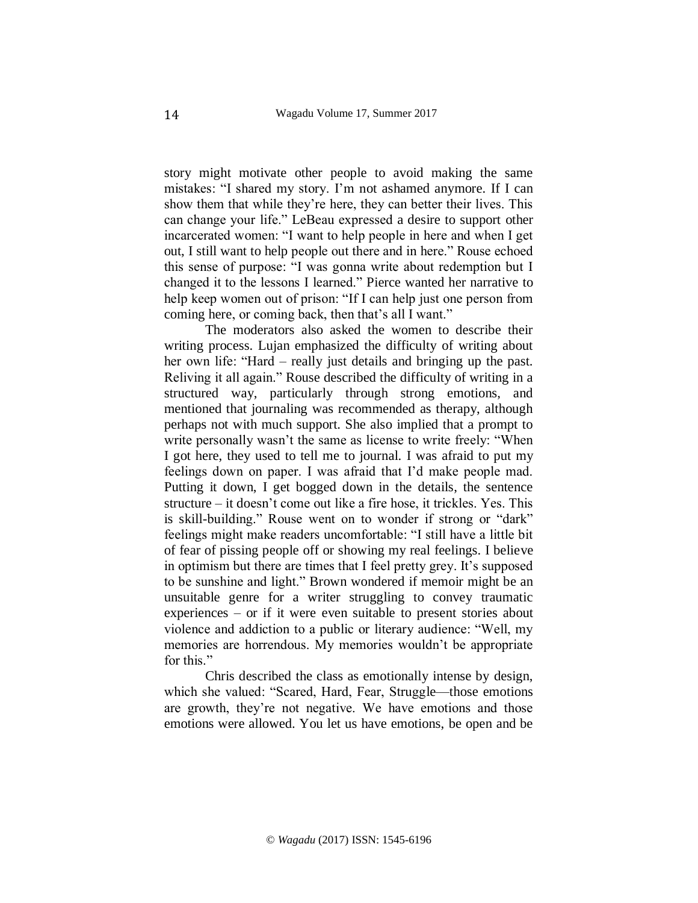story might motivate other people to avoid making the same mistakes: "I shared my story. I'm not ashamed anymore. If I can show them that while they're here, they can better their lives. This can change your life." LeBeau expressed a desire to support other incarcerated women: "I want to help people in here and when I get out, I still want to help people out there and in here." Rouse echoed this sense of purpose: "I was gonna write about redemption but I changed it to the lessons I learned." Pierce wanted her narrative to help keep women out of prison: "If I can help just one person from coming here, or coming back, then that's all I want."

The moderators also asked the women to describe their writing process. Lujan emphasized the difficulty of writing about her own life: "Hard – really just details and bringing up the past. Reliving it all again." Rouse described the difficulty of writing in a structured way, particularly through strong emotions, and mentioned that journaling was recommended as therapy, although perhaps not with much support. She also implied that a prompt to write personally wasn't the same as license to write freely: "When I got here, they used to tell me to journal. I was afraid to put my feelings down on paper. I was afraid that I'd make people mad. Putting it down, I get bogged down in the details, the sentence structure – it doesn't come out like a fire hose, it trickles. Yes. This is skill-building." Rouse went on to wonder if strong or "dark" feelings might make readers uncomfortable: "I still have a little bit of fear of pissing people off or showing my real feelings. I believe in optimism but there are times that I feel pretty grey. It's supposed to be sunshine and light." Brown wondered if memoir might be an unsuitable genre for a writer struggling to convey traumatic experiences – or if it were even suitable to present stories about violence and addiction to a public or literary audience: "Well, my memories are horrendous. My memories wouldn't be appropriate for this."

Chris described the class as emotionally intense by design, which she valued: "Scared, Hard, Fear, Struggle—those emotions are growth, they're not negative. We have emotions and those emotions were allowed. You let us have emotions, be open and be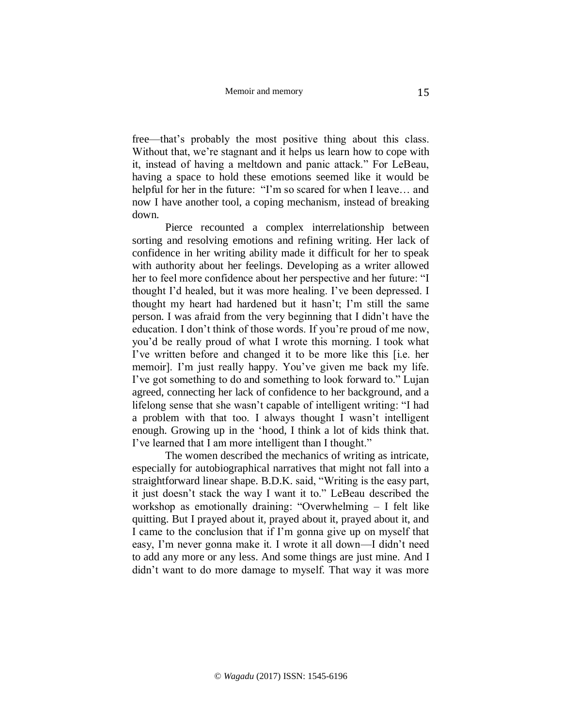free—that's probably the most positive thing about this class. Without that, we're stagnant and it helps us learn how to cope with it, instead of having a meltdown and panic attack." For LeBeau, having a space to hold these emotions seemed like it would be helpful for her in the future: "I'm so scared for when I leave… and now I have another tool, a coping mechanism, instead of breaking down.

Pierce recounted a complex interrelationship between sorting and resolving emotions and refining writing. Her lack of confidence in her writing ability made it difficult for her to speak with authority about her feelings. Developing as a writer allowed her to feel more confidence about her perspective and her future: "I thought I'd healed, but it was more healing. I've been depressed. I thought my heart had hardened but it hasn't; I'm still the same person. I was afraid from the very beginning that I didn't have the education. I don't think of those words. If you're proud of me now, you'd be really proud of what I wrote this morning. I took what I've written before and changed it to be more like this [i.e. her memoir]. I'm just really happy. You've given me back my life. I've got something to do and something to look forward to." Lujan agreed, connecting her lack of confidence to her background, and a lifelong sense that she wasn't capable of intelligent writing: "I had a problem with that too. I always thought I wasn't intelligent enough. Growing up in the 'hood, I think a lot of kids think that. I've learned that I am more intelligent than I thought."

The women described the mechanics of writing as intricate, especially for autobiographical narratives that might not fall into a straightforward linear shape. B.D.K. said, "Writing is the easy part, it just doesn't stack the way I want it to." LeBeau described the workshop as emotionally draining: "Overwhelming – I felt like quitting. But I prayed about it, prayed about it, prayed about it, and I came to the conclusion that if I'm gonna give up on myself that easy, I'm never gonna make it. I wrote it all down—I didn't need to add any more or any less. And some things are just mine. And I didn't want to do more damage to myself. That way it was more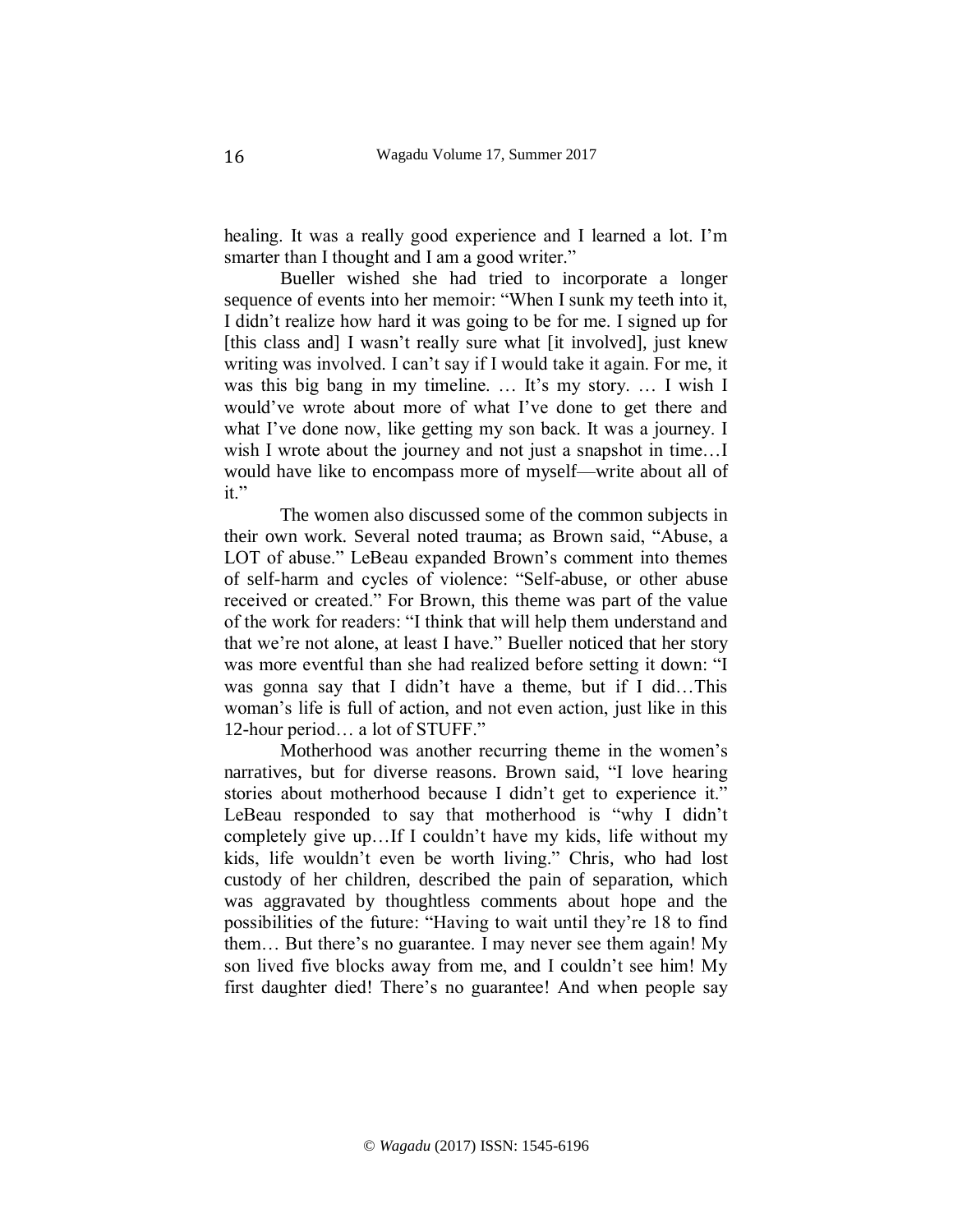healing. It was a really good experience and I learned a lot. I'm smarter than I thought and I am a good writer."

Bueller wished she had tried to incorporate a longer sequence of events into her memoir: "When I sunk my teeth into it, I didn't realize how hard it was going to be for me. I signed up for [this class and] I wasn't really sure what [it involved], just knew writing was involved. I can't say if I would take it again. For me, it was this big bang in my timeline. … It's my story. … I wish I would've wrote about more of what I've done to get there and what I've done now, like getting my son back. It was a journey. I wish I wrote about the journey and not just a snapshot in time…I would have like to encompass more of myself—write about all of it."

The women also discussed some of the common subjects in their own work. Several noted trauma; as Brown said, "Abuse, a LOT of abuse." LeBeau expanded Brown's comment into themes of self-harm and cycles of violence: "Self-abuse, or other abuse received or created." For Brown, this theme was part of the value of the work for readers: "I think that will help them understand and that we're not alone, at least I have." Bueller noticed that her story was more eventful than she had realized before setting it down: "I was gonna say that I didn't have a theme, but if I did…This woman's life is full of action, and not even action, just like in this 12-hour period… a lot of STUFF."

Motherhood was another recurring theme in the women's narratives, but for diverse reasons. Brown said, "I love hearing stories about motherhood because I didn't get to experience it." LeBeau responded to say that motherhood is "why I didn't completely give up…If I couldn't have my kids, life without my kids, life wouldn't even be worth living." Chris, who had lost custody of her children, described the pain of separation, which was aggravated by thoughtless comments about hope and the possibilities of the future: "Having to wait until they're 18 to find them… But there's no guarantee. I may never see them again! My son lived five blocks away from me, and I couldn't see him! My first daughter died! There's no guarantee! And when people say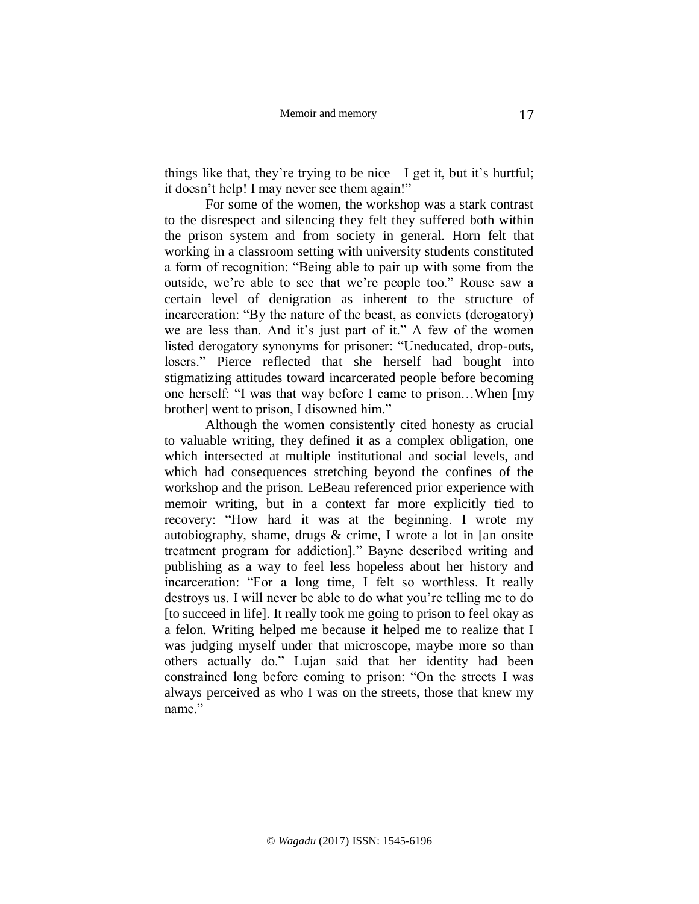things like that, they're trying to be nice—I get it, but it's hurtful; it doesn't help! I may never see them again!"

For some of the women, the workshop was a stark contrast to the disrespect and silencing they felt they suffered both within the prison system and from society in general. Horn felt that working in a classroom setting with university students constituted a form of recognition: "Being able to pair up with some from the outside, we're able to see that we're people too." Rouse saw a certain level of denigration as inherent to the structure of incarceration: "By the nature of the beast, as convicts (derogatory) we are less than. And it's just part of it." A few of the women listed derogatory synonyms for prisoner: "Uneducated, drop-outs, losers." Pierce reflected that she herself had bought into stigmatizing attitudes toward incarcerated people before becoming one herself: "I was that way before I came to prison…When [my brother] went to prison, I disowned him."

Although the women consistently cited honesty as crucial to valuable writing, they defined it as a complex obligation, one which intersected at multiple institutional and social levels, and which had consequences stretching beyond the confines of the workshop and the prison. LeBeau referenced prior experience with memoir writing, but in a context far more explicitly tied to recovery: "How hard it was at the beginning. I wrote my autobiography, shame, drugs & crime, I wrote a lot in [an onsite treatment program for addiction]." Bayne described writing and publishing as a way to feel less hopeless about her history and incarceration: "For a long time, I felt so worthless. It really destroys us. I will never be able to do what you're telling me to do [to succeed in life]. It really took me going to prison to feel okay as a felon. Writing helped me because it helped me to realize that I was judging myself under that microscope, maybe more so than others actually do." Lujan said that her identity had been constrained long before coming to prison: "On the streets I was always perceived as who I was on the streets, those that knew my name."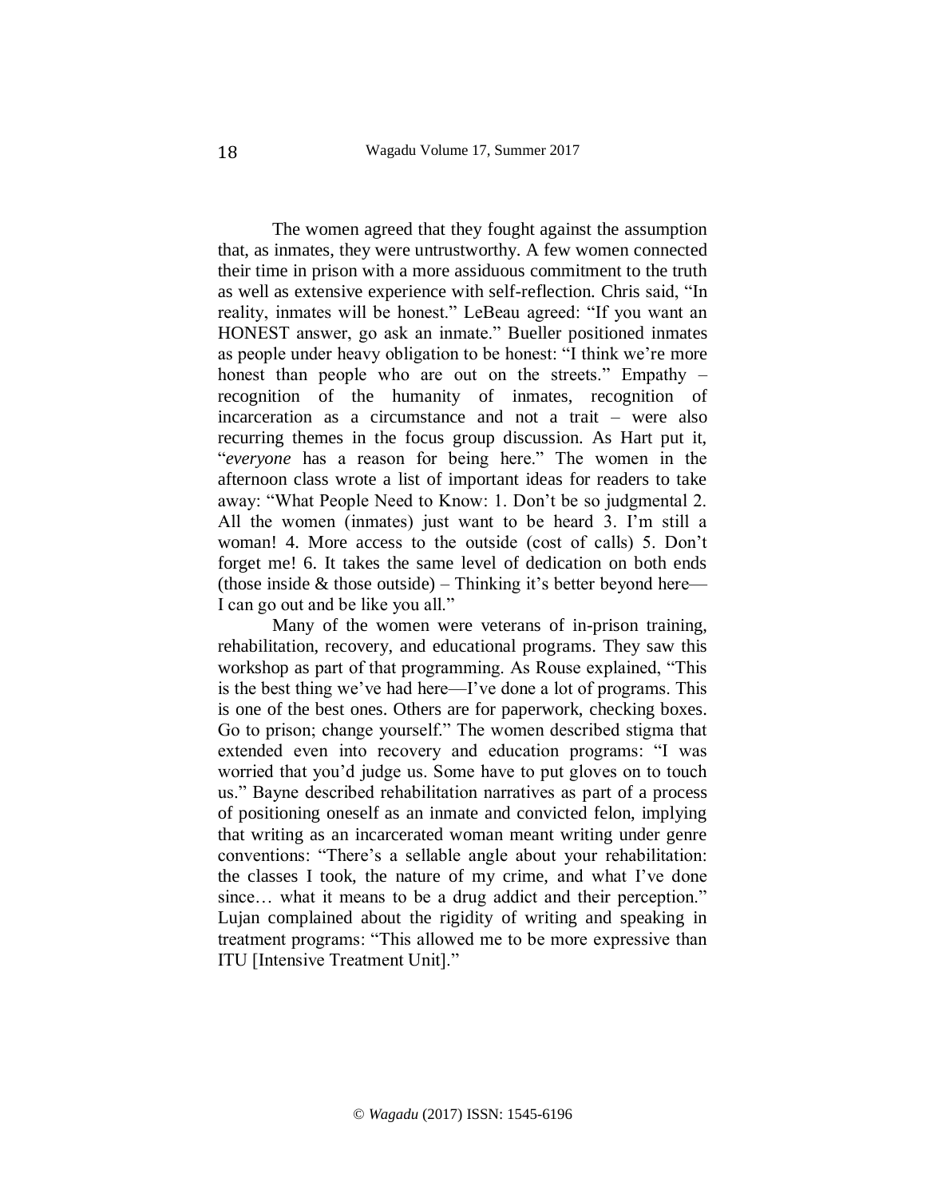The women agreed that they fought against the assumption that, as inmates, they were untrustworthy. A few women connected their time in prison with a more assiduous commitment to the truth as well as extensive experience with self-reflection. Chris said, "In reality, inmates will be honest." LeBeau agreed: "If you want an HONEST answer, go ask an inmate." Bueller positioned inmates as people under heavy obligation to be honest: "I think we're more honest than people who are out on the streets." Empathy – recognition of the humanity of inmates, recognition of incarceration as a circumstance and not a trait – were also recurring themes in the focus group discussion. As Hart put it, "*everyone* has a reason for being here." The women in the afternoon class wrote a list of important ideas for readers to take away: "What People Need to Know: 1. Don't be so judgmental 2. All the women (inmates) just want to be heard 3. I'm still a woman! 4. More access to the outside (cost of calls) 5. Don't forget me! 6. It takes the same level of dedication on both ends (those inside & those outside) – Thinking it's better beyond here—I can go out and be like you all."

Many of the women were veterans of in-prison training, rehabilitation, recovery, and educational programs. They saw this workshop as part of that programming. As Rouse explained, "This is the best thing we've had here—I've done a lot of programs. This is one of the best ones. Others are for paperwork, checking boxes. Go to prison; change yourself." The women described stigma that extended even into recovery and education programs: "I was worried that you'd judge us. Some have to put gloves on to touch us." Bayne described rehabilitation narratives as part of a process of positioning oneself as an inmate and convicted felon, implying that writing as an incarcerated woman meant writing under genre conventions: "There's a sellable angle about your rehabilitation: the classes I took, the nature of my crime, and what I've done since… what it means to be a drug addict and their perception." Lujan complained about the rigidity of writing and speaking in treatment programs: "This allowed me to be more expressive than ITU [Intensive Treatment Unit]."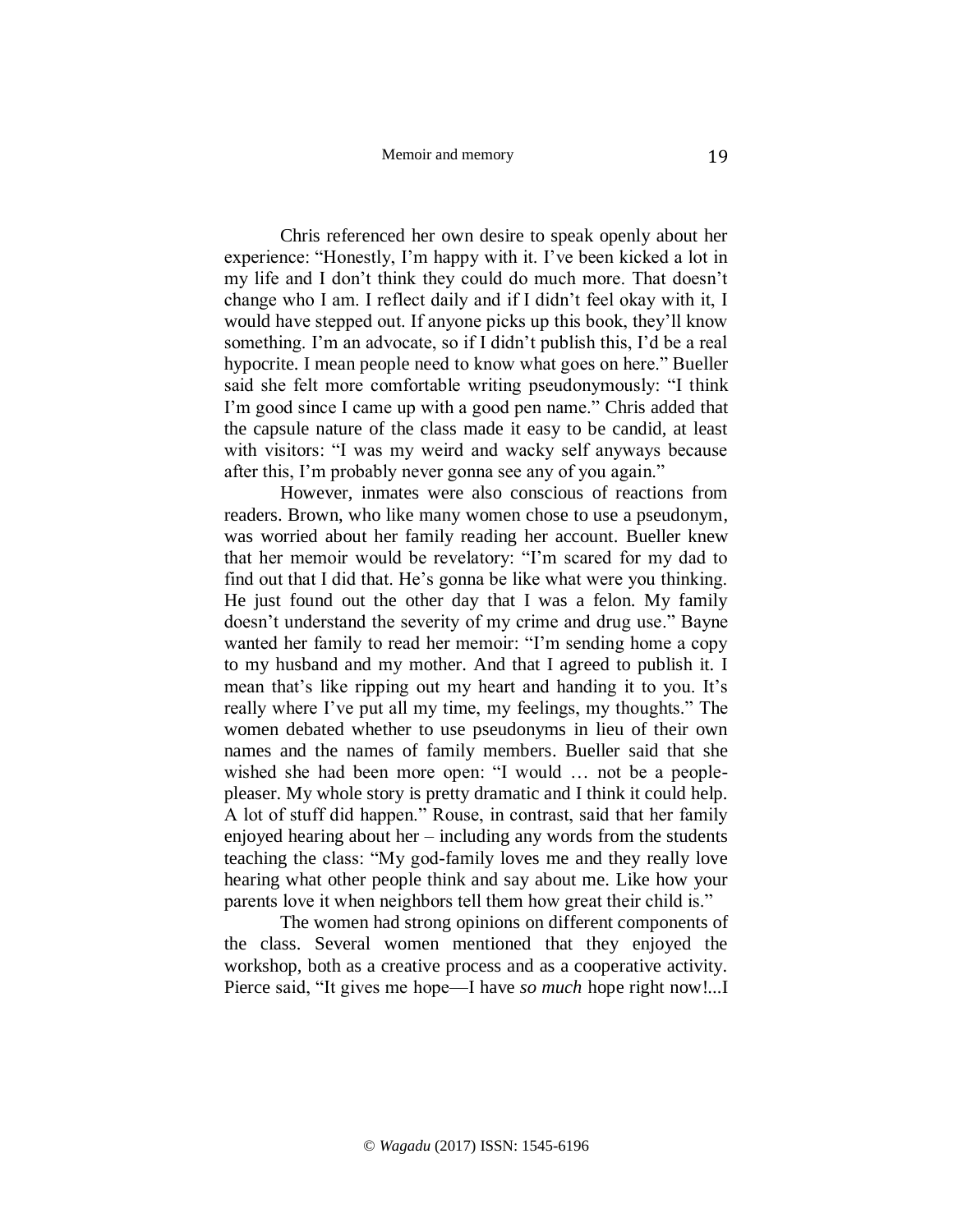Chris referenced her own desire to speak openly about her experience: "Honestly, I'm happy with it. I've been kicked a lot in my life and I don't think they could do much more. That doesn't change who I am. I reflect daily and if I didn't feel okay with it, I would have stepped out. If anyone picks up this book, they'll know something. I'm an advocate, so if I didn't publish this, I'd be a real hypocrite. I mean people need to know what goes on here." Bueller said she felt more comfortable writing pseudonymously: "I think I'm good since I came up with a good pen name." Chris added that the capsule nature of the class made it easy to be candid, at least with visitors: "I was my weird and wacky self anyways because after this, I'm probably never gonna see any of you again."

However, inmates were also conscious of reactions from readers. Brown, who like many women chose to use a pseudonym, was worried about her family reading her account. Bueller knew that her memoir would be revelatory: "I'm scared for my dad to find out that I did that. He's gonna be like what were you thinking. He just found out the other day that I was a felon. My family doesn't understand the severity of my crime and drug use." Bayne wanted her family to read her memoir: "I'm sending home a copy to my husband and my mother. And that I agreed to publish it. I mean that's like ripping out my heart and handing it to you. It's really where I've put all my time, my feelings, my thoughts." The women debated whether to use pseudonyms in lieu of their own names and the names of family members. Bueller said that she wished she had been more open: "I would … not be a people-pleaser. My whole story is pretty dramatic and I think it could help. A lot of stuff did happen." Rouse, in contrast, said that her family enjoyed hearing about her – including any words from the students teaching the class: "My god-family loves me and they really love hearing what other people think and say about me. Like how your parents love it when neighbors tell them how great their child is."

The women had strong opinions on different components of the class. Several women mentioned that they enjoyed the workshop, both as a creative process and as a cooperative activity. Pierce said, "It gives me hope—I have *so much* hope right now!...I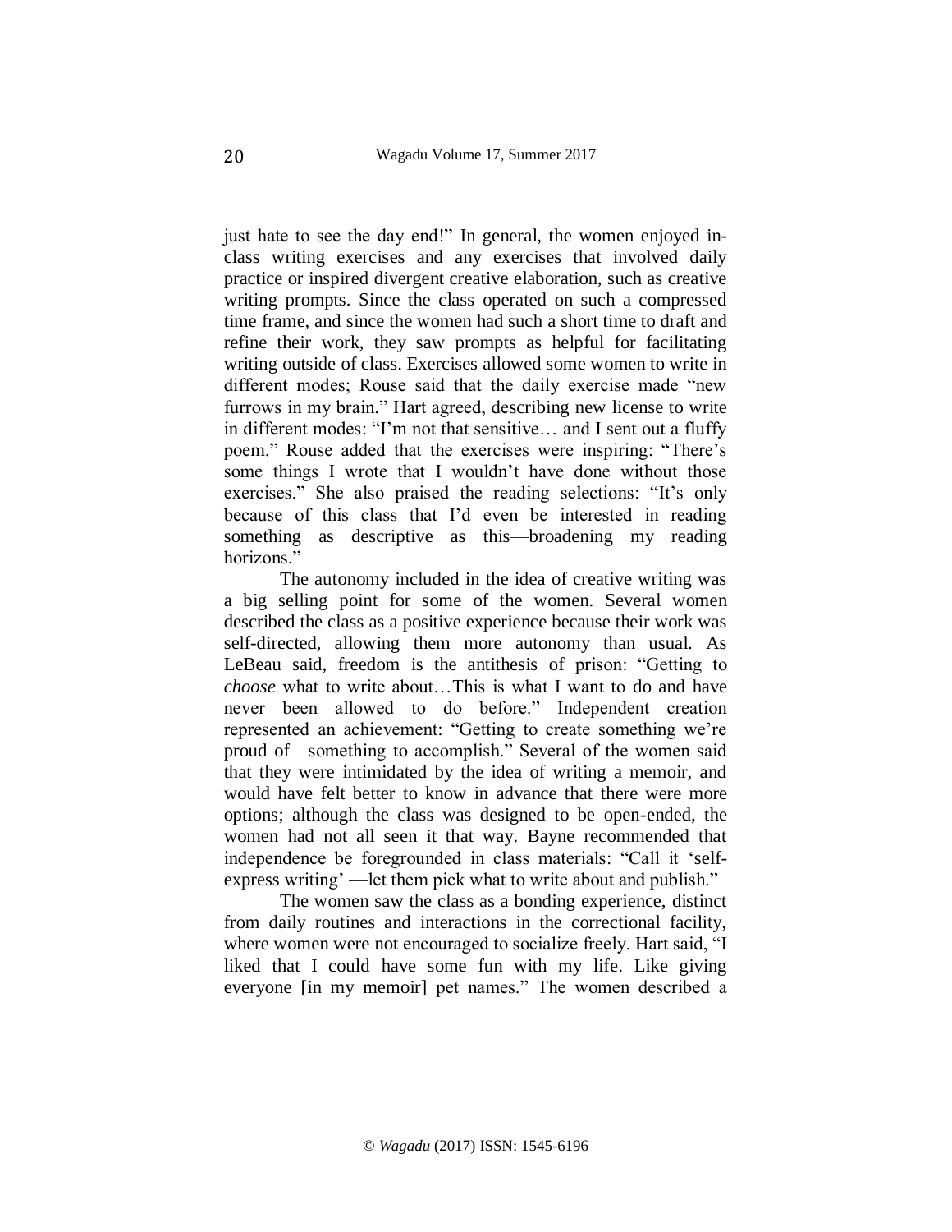just hate to see the day end!" In general, the women enjoyed in-class writing exercises and any exercises that involved daily practice or inspired divergent creative elaboration, such as creative writing prompts. Since the class operated on such a compressed time frame, and since the women had such a short time to draft and refine their work, they saw prompts as helpful for facilitating writing outside of class. Exercises allowed some women to write in different modes; Rouse said that the daily exercise made "new furrows in my brain." Hart agreed, describing new license to write in different modes: "I'm not that sensitive… and I sent out a fluffy poem." Rouse added that the exercises were inspiring: "There's some things I wrote that I wouldn't have done without those exercises." She also praised the reading selections: "It's only because of this class that I'd even be interested in reading something as descriptive as this—broadening my reading horizons."

The autonomy included in the idea of creative writing was a big selling point for some of the women. Several women described the class as a positive experience because their work was self-directed, allowing them more autonomy than usual. As LeBeau said, freedom is the antithesis of prison: "Getting to *choose* what to write about…This is what I want to do and have never been allowed to do before." Independent creation represented an achievement: "Getting to create something we're proud of—something to accomplish." Several of the women said that they were intimidated by the idea of writing a memoir, and would have felt better to know in advance that there were more options; although the class was designed to be open-ended, the women had not all seen it that way. Bayne recommended that independence be foregrounded in class materials: "Call it 'self-express writing' —let them pick what to write about and publish."

The women saw the class as a bonding experience, distinct from daily routines and interactions in the correctional facility, where women were not encouraged to socialize freely. Hart said, "I liked that I could have some fun with my life. Like giving everyone [in my memoir] pet names." The women described a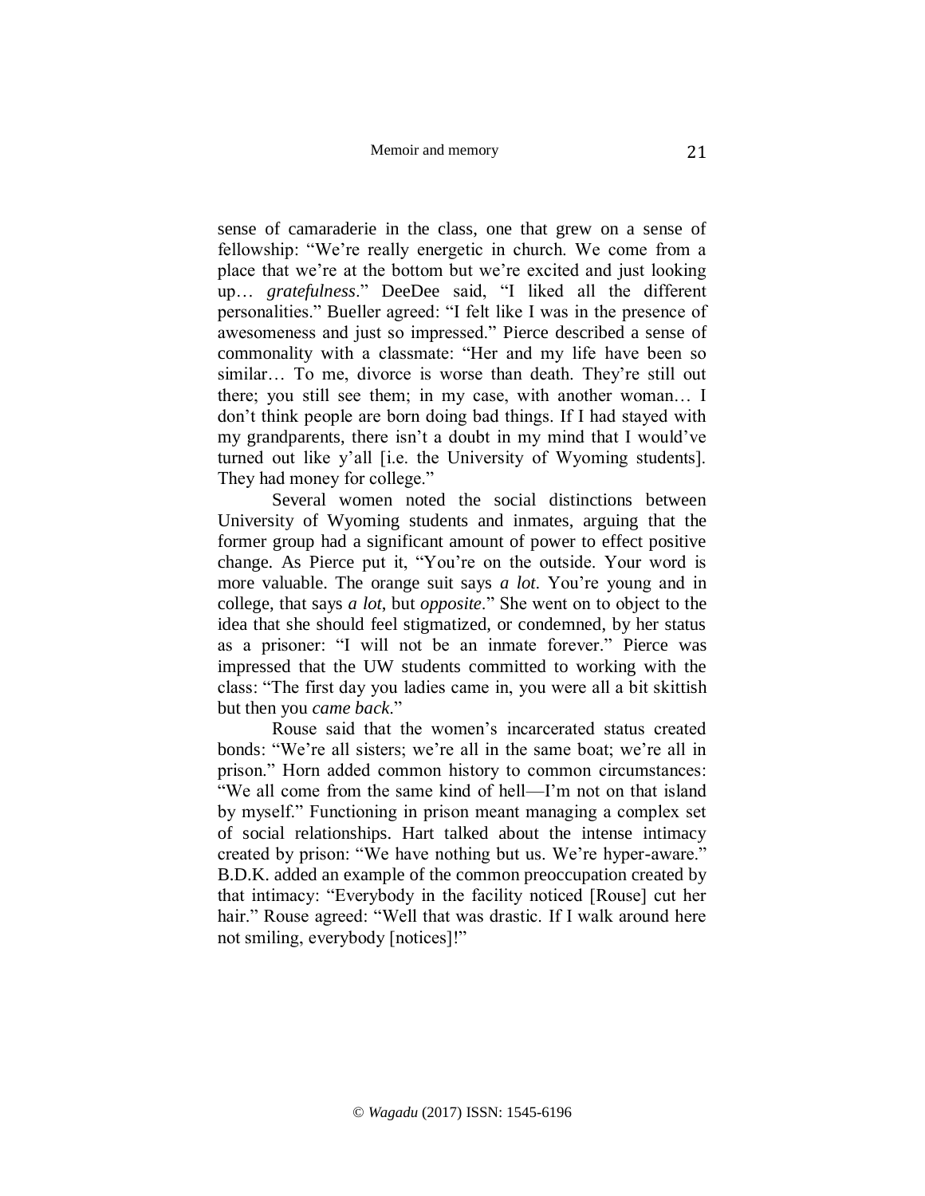sense of camaraderie in the class, one that grew on a sense of fellowship: "We're really energetic in church. We come from a place that we're at the bottom but we're excited and just looking up… *gratefulness*." DeeDee said, "I liked all the different personalities." Bueller agreed: "I felt like I was in the presence of awesomeness and just so impressed." Pierce described a sense of commonality with a classmate: "Her and my life have been so similar… To me, divorce is worse than death. They're still out there; you still see them; in my case, with another woman… I don't think people are born doing bad things. If I had stayed with my grandparents, there isn't a doubt in my mind that I would've turned out like y'all [i.e. the University of Wyoming students]. They had money for college."

Several women noted the social distinctions between University of Wyoming students and inmates, arguing that the former group had a significant amount of power to effect positive change. As Pierce put it, "You're on the outside. Your word is more valuable. The orange suit says *a lot*. You're young and in college, that says *a lot*, but *opposite*." She went on to object to the idea that she should feel stigmatized, or condemned, by her status as a prisoner: "I will not be an inmate forever." Pierce was impressed that the UW students committed to working with the class: "The first day you ladies came in, you were all a bit skittish but then you *came back*."

Rouse said that the women's incarcerated status created bonds: "We're all sisters; we're all in the same boat; we're all in prison." Horn added common history to common circumstances: "We all come from the same kind of hell—I'm not on that island by myself." Functioning in prison meant managing a complex set of social relationships. Hart talked about the intense intimacy created by prison: "We have nothing but us. We're hyper-aware." B.D.K. added an example of the common preoccupation created by that intimacy: "Everybody in the facility noticed [Rouse] cut her hair." Rouse agreed: "Well that was drastic. If I walk around here not smiling, everybody [notices]!"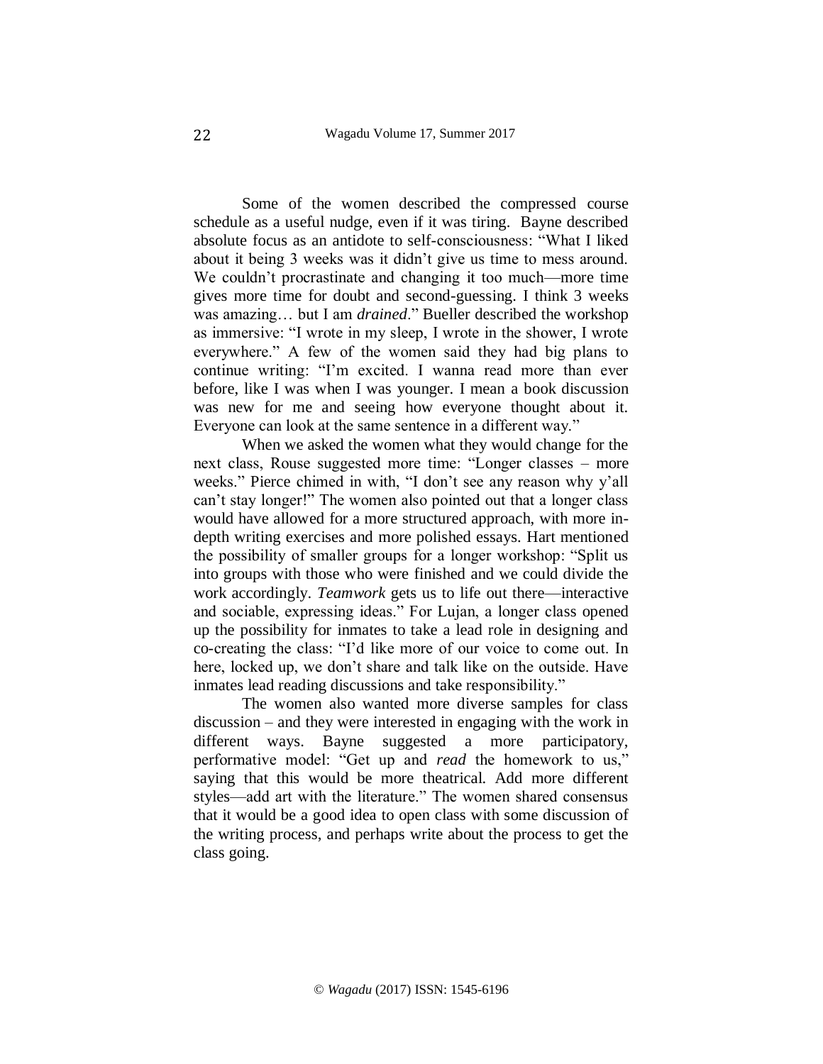Some of the women described the compressed course schedule as a useful nudge, even if it was tiring. Bayne described absolute focus as an antidote to self-consciousness: "What I liked about it being 3 weeks was it didn't give us time to mess around. We couldn't procrastinate and changing it too much—more time gives more time for doubt and second-guessing. I think 3 weeks was amazing… but I am *drained*." Bueller described the workshop as immersive: "I wrote in my sleep, I wrote in the shower, I wrote everywhere." A few of the women said they had big plans to continue writing: "I'm excited. I wanna read more than ever before, like I was when I was younger. I mean a book discussion was new for me and seeing how everyone thought about it. Everyone can look at the same sentence in a different way."

When we asked the women what they would change for the next class, Rouse suggested more time: "Longer classes – more weeks." Pierce chimed in with, "I don't see any reason why y'all can't stay longer!" The women also pointed out that a longer class would have allowed for a more structured approach, with more in-depth writing exercises and more polished essays. Hart mentioned the possibility of smaller groups for a longer workshop: "Split us into groups with those who were finished and we could divide the work accordingly. *Teamwork* gets us to life out there—interactive and sociable, expressing ideas." For Lujan, a longer class opened up the possibility for inmates to take a lead role in designing and co-creating the class: "I'd like more of our voice to come out. In here, locked up, we don't share and talk like on the outside. Have inmates lead reading discussions and take responsibility."

The women also wanted more diverse samples for class discussion – and they were interested in engaging with the work in different ways. Bayne suggested a more participatory, performative model: "Get up and *read* the homework to us," saying that this would be more theatrical. Add more different styles—add art with the literature." The women shared consensus that it would be a good idea to open class with some discussion of the writing process, and perhaps write about the process to get the class going.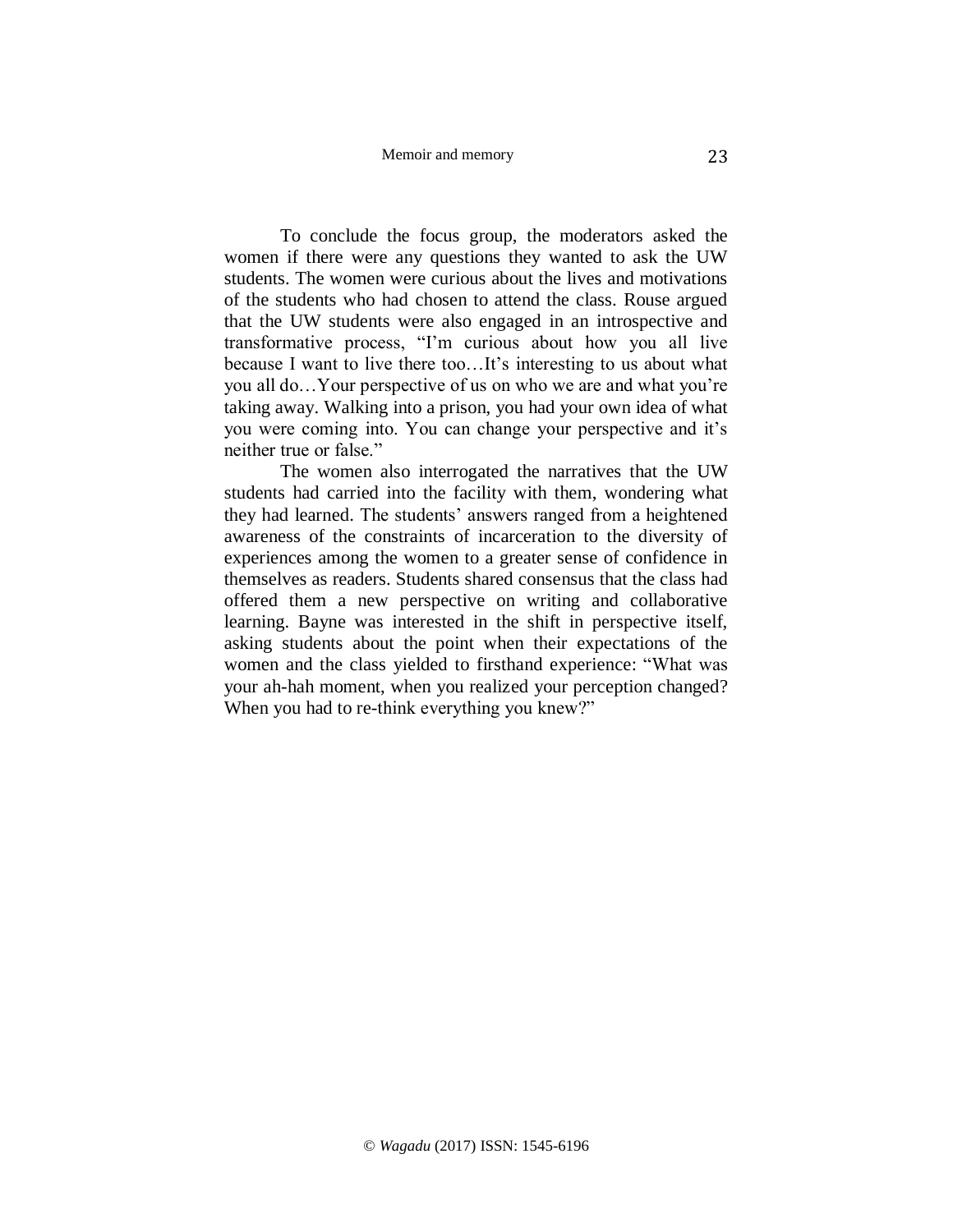To conclude the focus group, the moderators asked the women if there were any questions they wanted to ask the UW students. The women were curious about the lives and motivations of the students who had chosen to attend the class. Rouse argued that the UW students were also engaged in an introspective and transformative process, "I'm curious about how you all live because I want to live there too…It's interesting to us about what you all do…Your perspective of us on who we are and what you're taking away. Walking into a prison, you had your own idea of what you were coming into. You can change your perspective and it's neither true or false."

The women also interrogated the narratives that the UW students had carried into the facility with them, wondering what they had learned. The students' answers ranged from a heightened awareness of the constraints of incarceration to the diversity of experiences among the women to a greater sense of confidence in themselves as readers. Students shared consensus that the class had offered them a new perspective on writing and collaborative learning. Bayne was interested in the shift in perspective itself, asking students about the point when their expectations of the women and the class yielded to firsthand experience: "What was your ah-hah moment, when you realized your perception changed? When you had to re-think everything you knew?"